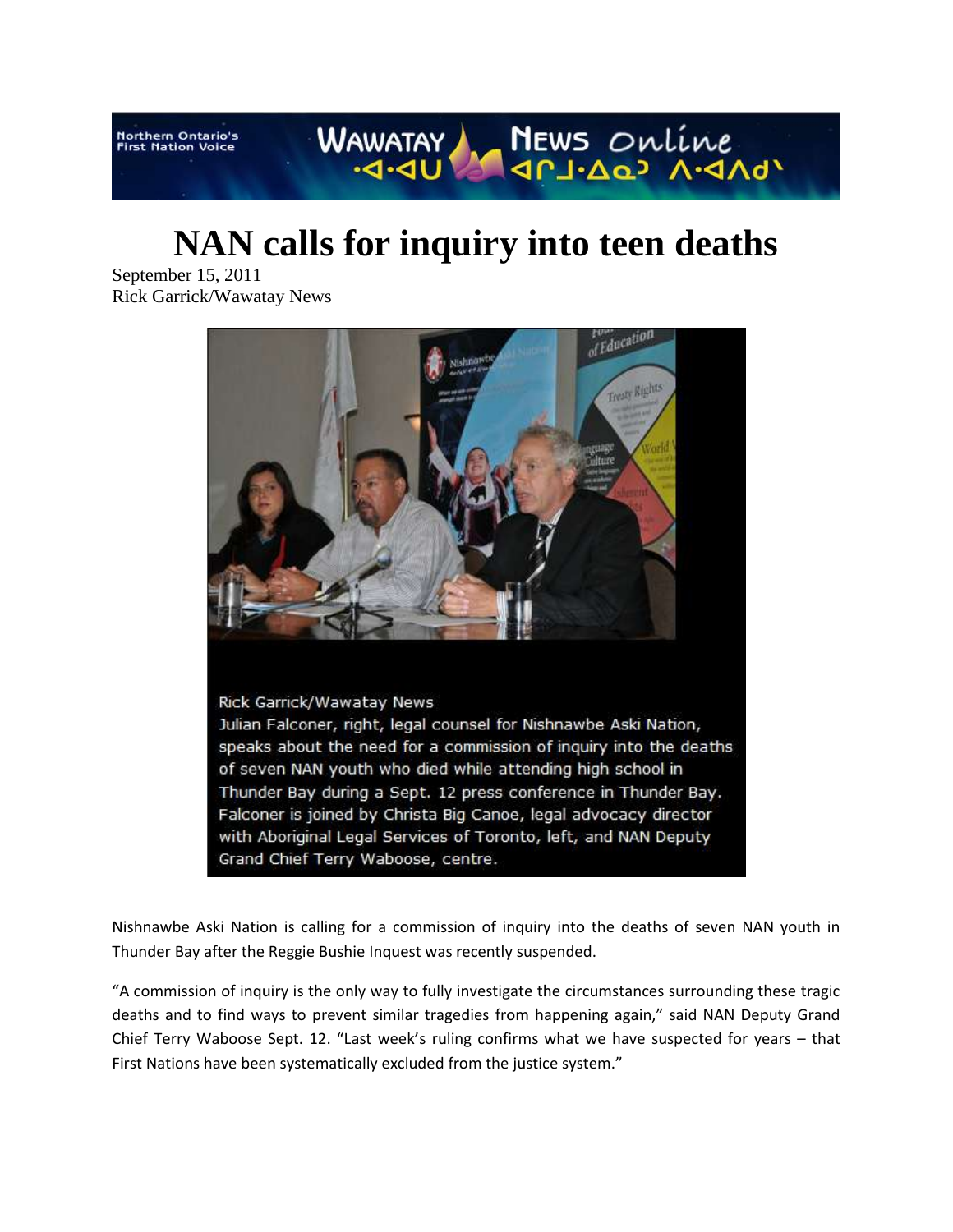# NAN calls for inquiry into teen deaths

September 15, 2011
Rick Garrick/Wawatay News

Rick Garrick/Wawatay News
Julian Falconer, right, legal counsel for Nishnawbe Aski Nation, speaks about the need for a commission of inquiry into the deaths of seven NAN youth who died while attending high school in Thunder Bay during a Sept. 12 press conference in Thunder Bay. Falconer is joined by Christa Big Canoe, legal advocacy director with Aboriginal Legal Services of Toronto, left, and NAN Deputy Grand Chief Terry Waboose, centre.

Nishnawbe Aski Nation is calling for a commission of inquiry into the deaths of seven NAN youth in Thunder Bay after the Reggie Bushie Inquest was recently suspended.

"A commission of inquiry is the only way to fully investigate the circumstances surrounding these tragic deaths and to find ways to prevent similar tragedies from happening again," said NAN Deputy Grand Chief Terry Waboose Sept. 12. "Last week's ruling confirms what we have suspected for years – that First Nations have been systematically excluded from the justice system."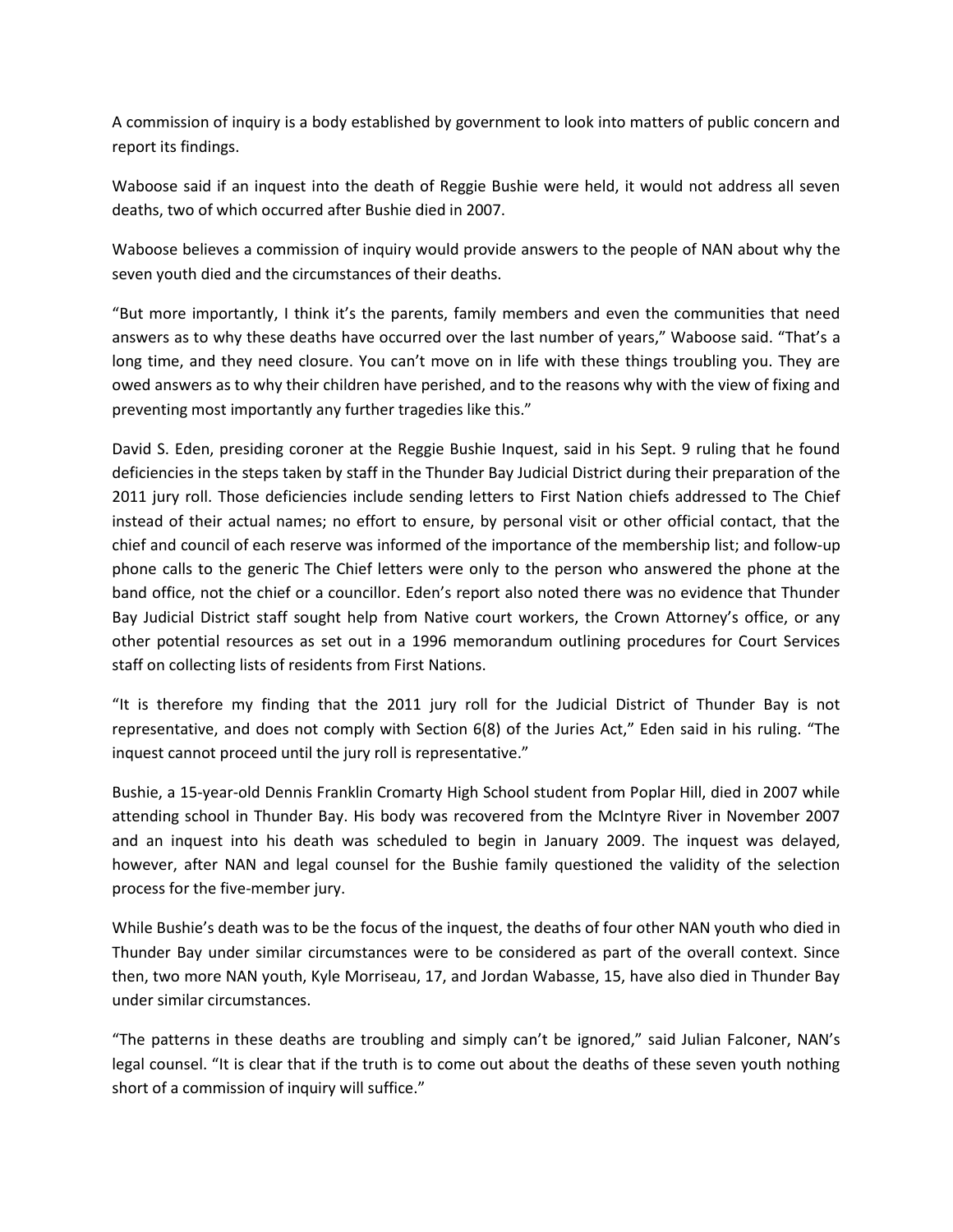A commission of inquiry is a body established by government to look into matters of public concern and report its findings.

Waboose said if an inquest into the death of Reggie Bushie were held, it would not address all seven deaths, two of which occurred after Bushie died in 2007.

Waboose believes a commission of inquiry would provide answers to the people of NAN about why the seven youth died and the circumstances of their deaths.

"But more importantly, I think it's the parents, family members and even the communities that need answers as to why these deaths have occurred over the last number of years," Waboose said. "That's a long time, and they need closure. You can't move on in life with these things troubling you. They are owed answers as to why their children have perished, and to the reasons why with the view of fixing and preventing most importantly any further tragedies like this."

David S. Eden, presiding coroner at the Reggie Bushie Inquest, said in his Sept. 9 ruling that he found deficiencies in the steps taken by staff in the Thunder Bay Judicial District during their preparation of the 2011 jury roll. Those deficiencies include sending letters to First Nation chiefs addressed to The Chief instead of their actual names; no effort to ensure, by personal visit or other official contact, that the chief and council of each reserve was informed of the importance of the membership list; and follow-up phone calls to the generic The Chief letters were only to the person who answered the phone at the band office, not the chief or a councillor. Eden's report also noted there was no evidence that Thunder Bay Judicial District staff sought help from Native court workers, the Crown Attorney's office, or any other potential resources as set out in a 1996 memorandum outlining procedures for Court Services staff on collecting lists of residents from First Nations.

"It is therefore my finding that the 2011 jury roll for the Judicial District of Thunder Bay is not representative, and does not comply with Section 6(8) of the Juries Act," Eden said in his ruling. "The inquest cannot proceed until the jury roll is representative."

Bushie, a 15-year-old Dennis Franklin Cromarty High School student from Poplar Hill, died in 2007 while attending school in Thunder Bay. His body was recovered from the McIntyre River in November 2007 and an inquest into his death was scheduled to begin in January 2009. The inquest was delayed, however, after NAN and legal counsel for the Bushie family questioned the validity of the selection process for the five-member jury.

While Bushie's death was to be the focus of the inquest, the deaths of four other NAN youth who died in Thunder Bay under similar circumstances were to be considered as part of the overall context. Since then, two more NAN youth, Kyle Morriseau, 17, and Jordan Wabasse, 15, have also died in Thunder Bay under similar circumstances.

"The patterns in these deaths are troubling and simply can't be ignored," said Julian Falconer, NAN's legal counsel. "It is clear that if the truth is to come out about the deaths of these seven youth nothing short of a commission of inquiry will suffice."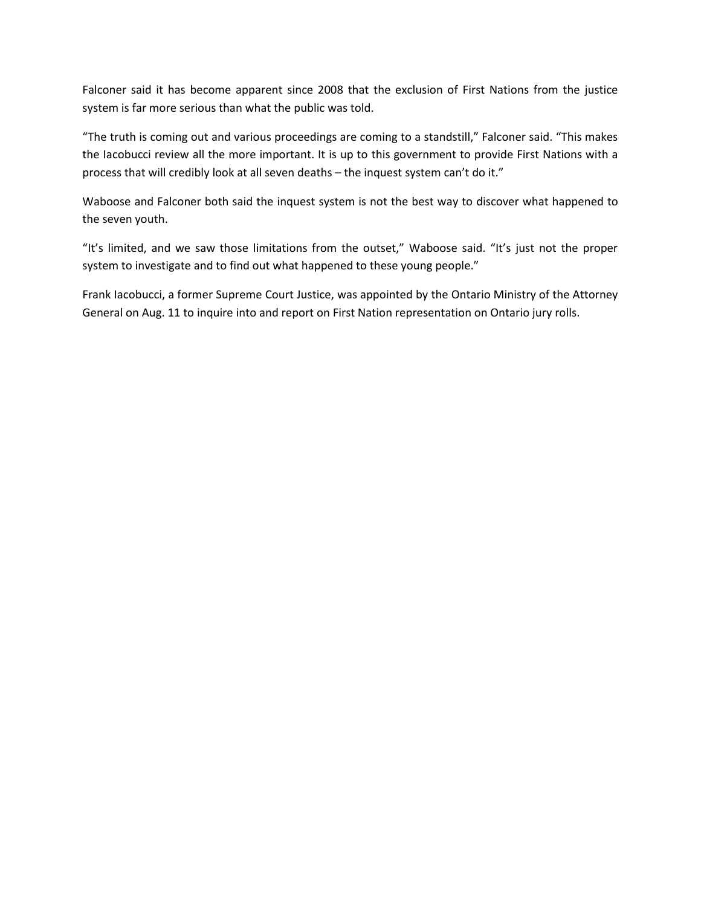Falconer said it has become apparent since 2008 that the exclusion of First Nations from the justice system is far more serious than what the public was told.

“The truth is coming out and various proceedings are coming to a standstill,” Falconer said. “This makes the Iacobucci review all the more important. It is up to this government to provide First Nations with a process that will credibly look at all seven deaths – the inquest system can’t do it.”

Waboose and Falconer both said the inquest system is not the best way to discover what happened to the seven youth.

“It’s limited, and we saw those limitations from the outset,” Waboose said. “It’s just not the proper system to investigate and to find out what happened to these young people.”

Frank Iacobucci, a former Supreme Court Justice, was appointed by the Ontario Ministry of the Attorney General on Aug. 11 to inquire into and report on First Nation representation on Ontario jury rolls.